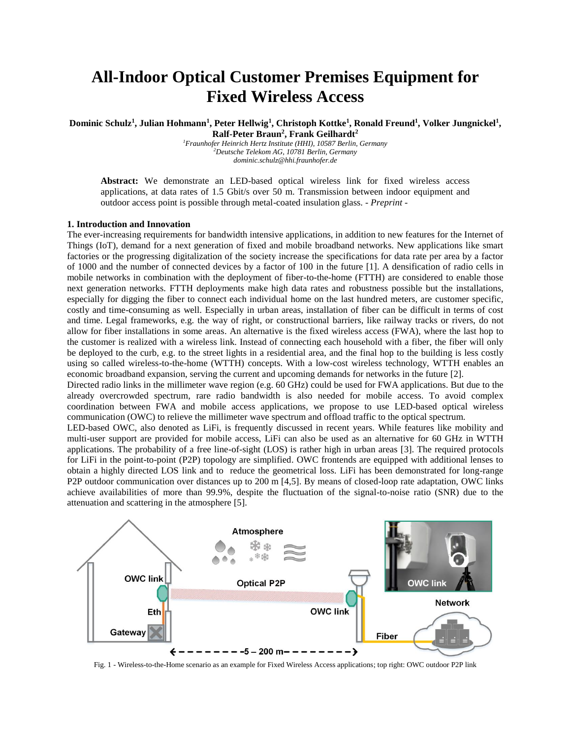# All-Indoor Optical Customer Premises Equipment for Fixed Wireless Access

**Dominic Schulz[1], Julian Hohmann[1], Peter Hellwig[1], Christoph Kottke[1], Ronald Freund[1], Volker Jungnickel[1], Ralf-Peter Braun[2], Frank Geilhardt[2]**

[1]*Fraunhofer Heinrich Hertz Institute (HHI), 10587 Berlin, Germany*
[2]*Deutsche Telekom AG, 10781 Berlin, Germany*
*dominic.schulz@hhi.fraunhofer.de*

**Abstract:** We demonstrate an LED-based optical wireless link for fixed wireless access applications, at data rates of 1.5 Gbit/s over 50 m. Transmission between indoor equipment and outdoor access point is possible through metal-coated insulation glass. - *Preprint* -

## 1. Introduction and Innovation

The ever-increasing requirements for bandwidth intensive applications, in addition to new features for the Internet of Things (IoT), demand for a next generation of fixed and mobile broadband networks. New applications like smart factories or the progressing digitalization of the society increase the specifications for data rate per area by a factor of 1000 and the number of connected devices by a factor of 100 in the future [1]. A densification of radio cells in mobile networks in combination with the deployment of fiber-to-the-home (FTTH) are considered to enable those next generation networks. FTTH deployments make high data rates and robustness possible but the installations, especially for digging the fiber to connect each individual home on the last hundred meters, are customer specific, costly and time-consuming as well. Especially in urban areas, installation of fiber can be difficult in terms of cost and time. Legal frameworks, e.g. the way of right, or constructional barriers, like railway tracks or rivers, do not allow for fiber installations in some areas. An alternative is the fixed wireless access (FWA), where the last hop to the customer is realized with a wireless link. Instead of connecting each household with a fiber, the fiber will only be deployed to the curb, e.g. to the street lights in a residential area, and the final hop to the building is less costly using so called wireless-to-the-home (WTTH) concepts. With a low-cost wireless technology, WTTH enables an economic broadband expansion, serving the current and upcoming demands for networks in the future [2].

Directed radio links in the millimeter wave region (e.g. 60 GHz) could be used for FWA applications. But due to the already overcrowded spectrum, rare radio bandwidth is also needed for mobile access. To avoid complex coordination between FWA and mobile access applications, we propose to use LED-based optical wireless communication (OWC) to relieve the millimeter wave spectrum and offload traffic to the optical spectrum.

LED-based OWC, also denoted as LiFi, is frequently discussed in recent years. While features like mobility and multi-user support are provided for mobile access, LiFi can also be used as an alternative for 60 GHz in WTTH applications. The probability of a free line-of-sight (LOS) is rather high in urban areas [3]. The required protocols for LiFi in the point-to-point (P2P) topology are simplified. OWC frontends are equipped with additional lenses to obtain a highly directed LOS link and to reduce the geometrical loss. LiFi has been demonstrated for long-range P2P outdoor communication over distances up to 200 m [4,5]. By means of closed-loop rate adaptation, OWC links achieve availabilities of more than 99.9%, despite the fluctuation of the signal-to-noise ratio (SNR) due to the attenuation and scattering in the atmosphere [5].

Fig. 1 - Wireless-to-the-Home scenario as an example for Fixed Wireless Access applications; top right: OWC outdoor P2P link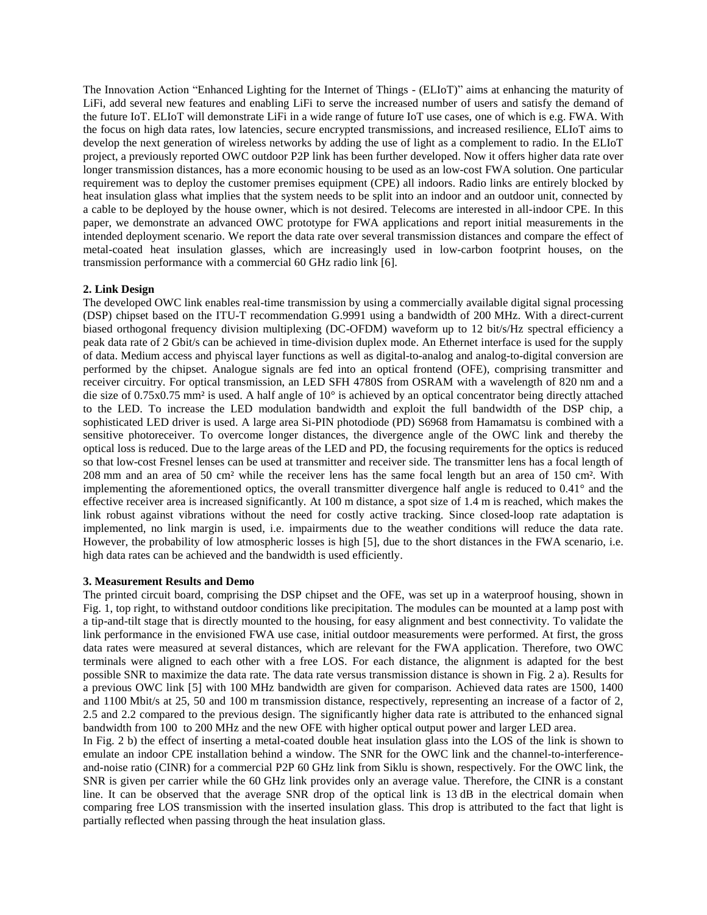The Innovation Action "Enhanced Lighting for the Internet of Things - (ELIoT)" aims at enhancing the maturity of LiFi, add several new features and enabling LiFi to serve the increased number of users and satisfy the demand of the future IoT. ELIoT will demonstrate LiFi in a wide range of future IoT use cases, one of which is e.g. FWA. With the focus on high data rates, low latencies, secure encrypted transmissions, and increased resilience, ELIoT aims to develop the next generation of wireless networks by adding the use of light as a complement to radio. In the ELIoT project, a previously reported OWC outdoor P2P link has been further developed. Now it offers higher data rate over longer transmission distances, has a more economic housing to be used as an low-cost FWA solution. One particular requirement was to deploy the customer premises equipment (CPE) all indoors. Radio links are entirely blocked by heat insulation glass what implies that the system needs to be split into an indoor and an outdoor unit, connected by a cable to be deployed by the house owner, which is not desired. Telecoms are interested in all-indoor CPE. In this paper, we demonstrate an advanced OWC prototype for FWA applications and report initial measurements in the intended deployment scenario. We report the data rate over several transmission distances and compare the effect of metal-coated heat insulation glasses, which are increasingly used in low-carbon footprint houses, on the transmission performance with a commercial 60 GHz radio link [6].

**2. Link Design**

The developed OWC link enables real-time transmission by using a commercially available digital signal processing (DSP) chipset based on the ITU-T recommendation G.9991 using a bandwidth of 200 MHz. With a direct-current biased orthogonal frequency division multiplexing (DC-OFDM) waveform up to 12 bit/s/Hz spectral efficiency a peak data rate of 2 Gbit/s can be achieved in time-division duplex mode. An Ethernet interface is used for the supply of data. Medium access and phyiscal layer functions as well as digital-to-analog and analog-to-digital conversion are performed by the chipset. Analogue signals are fed into an optical frontend (OFE), comprising transmitter and receiver circuitry. For optical transmission, an LED SFH 4780S from OSRAM with a wavelength of 820 nm and a die size of 0.75x0.75 mm² is used. A half angle of 10° is achieved by an optical concentrator being directly attached to the LED. To increase the LED modulation bandwidth and exploit the full bandwidth of the DSP chip, a sophisticated LED driver is used. A large area Si-PIN photodiode (PD) S6968 from Hamamatsu is combined with a sensitive photoreceiver. To overcome longer distances, the divergence angle of the OWC link and thereby the optical loss is reduced. Due to the large areas of the LED and PD, the focusing requirements for the optics is reduced so that low-cost Fresnel lenses can be used at transmitter and receiver side. The transmitter lens has a focal length of 208 mm and an area of 50 cm² while the receiver lens has the same focal length but an area of 150 cm². With implementing the aforementioned optics, the overall transmitter divergence half angle is reduced to 0.41° and the effective receiver area is increased significantly. At 100 m distance, a spot size of 1.4 m is reached, which makes the link robust against vibrations without the need for costly active tracking. Since closed-loop rate adaptation is implemented, no link margin is used, i.e. impairments due to the weather conditions will reduce the data rate. However, the probability of low atmospheric losses is high [5], due to the short distances in the FWA scenario, i.e. high data rates can be achieved and the bandwidth is used efficiently.

**3. Measurement Results and Demo**

The printed circuit board, comprising the DSP chipset and the OFE, was set up in a waterproof housing, shown in Fig. 1, top right, to withstand outdoor conditions like precipitation. The modules can be mounted at a lamp post with a tip-and-tilt stage that is directly mounted to the housing, for easy alignment and best connectivity. To validate the link performance in the envisioned FWA use case, initial outdoor measurements were performed. At first, the gross data rates were measured at several distances, which are relevant for the FWA application. Therefore, two OWC terminals were aligned to each other with a free LOS. For each distance, the alignment is adapted for the best possible SNR to maximize the data rate. The data rate versus transmission distance is shown in Fig. 2 a). Results for a previous OWC link [5] with 100 MHz bandwidth are given for comparison. Achieved data rates are 1500, 1400 and 1100 Mbit/s at 25, 50 and 100 m transmission distance, respectively, representing an increase of a factor of 2, 2.5 and 2.2 compared to the previous design. The significantly higher data rate is attributed to the enhanced signal bandwidth from 100 to 200 MHz and the new OFE with higher optical output power and larger LED area.

In Fig. 2 b) the effect of inserting a metal-coated double heat insulation glass into the LOS of the link is shown to emulate an indoor CPE installation behind a window. The SNR for the OWC link and the channel-to-interference-and-noise ratio (CINR) for a commercial P2P 60 GHz link from Siklu is shown, respectively. For the OWC link, the SNR is given per carrier while the 60 GHz link provides only an average value. Therefore, the CINR is a constant line. It can be observed that the average SNR drop of the optical link is 13 dB in the electrical domain when comparing free LOS transmission with the inserted insulation glass. This drop is attributed to the fact that light is partially reflected when passing through the heat insulation glass.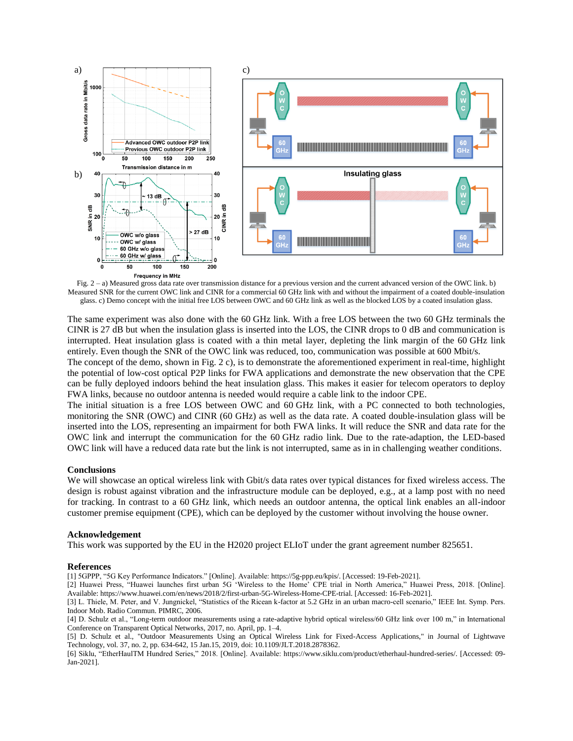a)

Gross data rate in Mbit/s

1000

100

0 50 100 150 200 250

Transmission distance in m

Advanced OWC outdoor P2P link
Previous OWC outdoor P2P link

b)

SNR in dB

CINR in dB

40 30 20 10 0

~ 13 dB

> 27 dB

OWC w/o glass
OWC w/ glass
60 GHz w/o glass
60 GHz w/ glass

0 50 100 150 200

Frequency in MHz

c)

OWC
60 GHz

Insulating glass

Fig. 2 – a) Measured gross data rate over transmission distance for a previous version and the current advanced version of the OWC link. b) Measured SNR for the current OWC link and CINR for a commercial 60 GHz link with and without the impairment of a coated double-insulation glass. c) Demo concept with the initial free LOS between OWC and 60 GHz link as well as the blocked LOS by a coated insulation glass.

The same experiment was also done with the 60 GHz link. With a free LOS between the two 60 GHz terminals the CINR is 27 dB but when the insulation glass is inserted into the LOS, the CINR drops to 0 dB and communication is interrupted. Heat insulation glass is coated with a thin metal layer, depleting the link margin of the 60 GHz link entirely. Even though the SNR of the OWC link was reduced, too, communication was possible at 600 Mbit/s.
The concept of the demo, shown in Fig. 2 c), is to demonstrate the aforementioned experiment in real-time, highlight the potential of low-cost optical P2P links for FWA applications and demonstrate the new observation that the CPE can be fully deployed indoors behind the heat insulation glass. This makes it easier for telecom operators to deploy FWA links, because no outdoor antenna is needed would require a cable link to the indoor CPE.
The initial situation is a free LOS between OWC and 60 GHz link, with a PC connected to both technologies, monitoring the SNR (OWC) and CINR (60 GHz) as well as the data rate. A coated double-insulation glass will be inserted into the LOS, representing an impairment for both FWA links. It will reduce the SNR and data rate for the OWC link and interrupt the communication for the 60 GHz radio link. Due to the rate-adaption, the LED-based OWC link will have a reduced data rate but the link is not interrupted, same as in in challenging weather conditions.

## Conclusions

We will showcase an optical wireless link with Gbit/s data rates over typical distances for fixed wireless access. The design is robust against vibration and the infrastructure module can be deployed, e.g., at a lamp post with no need for tracking. In contrast to a 60 GHz link, which needs an outdoor antenna, the optical link enables an all-indoor customer premise equipment (CPE), which can be deployed by the customer without involving the house owner.

## Acknowledgement

This work was supported by the EU in the H2020 project ELIoT under the grant agreement number 825651.

## References

[1] 5GPPP, "5G Key Performance Indicators." [Online]. Available: https://5g-ppp.eu/kpis/. [Accessed: 19-Feb-2021].
[2] Huawei Press, "Huawei launches first urban 5G 'Wireless to the Home' CPE trial in North America," Huawei Press, 2018. [Online]. Available: https://www.huawei.com/en/news/2018/2/first-urban-5G-Wireless-Home-CPE-trial. [Accessed: 16-Feb-2021].
[3] L. Thiele, M. Peter, and V. Jungnickel, "Statistics of the Ricean k-factor at 5.2 GHz in an urban macro-cell scenario," IEEE Int. Symp. Pers. Indoor Mob. Radio Commun. PIMRC, 2006.
[4] D. Schulz et al., "Long-term outdoor measurements using a rate-adaptive hybrid optical wireless/60 GHz link over 100 m," in International Conference on Transparent Optical Networks, 2017, no. April, pp. 1–4.
[5] D. Schulz et al., "Outdoor Measurements Using an Optical Wireless Link for Fixed-Access Applications," in Journal of Lightwave Technology, vol. 37, no. 2, pp. 634-642, 15 Jan.15, 2019, doi: 10.1109/JLT.2018.2878362.
[6] Siklu, "EtherHaulTM Hundred Series," 2018. [Online]. Available: https://www.siklu.com/product/etherhaul-hundred-series/. [Accessed: 09-Jan-2021].